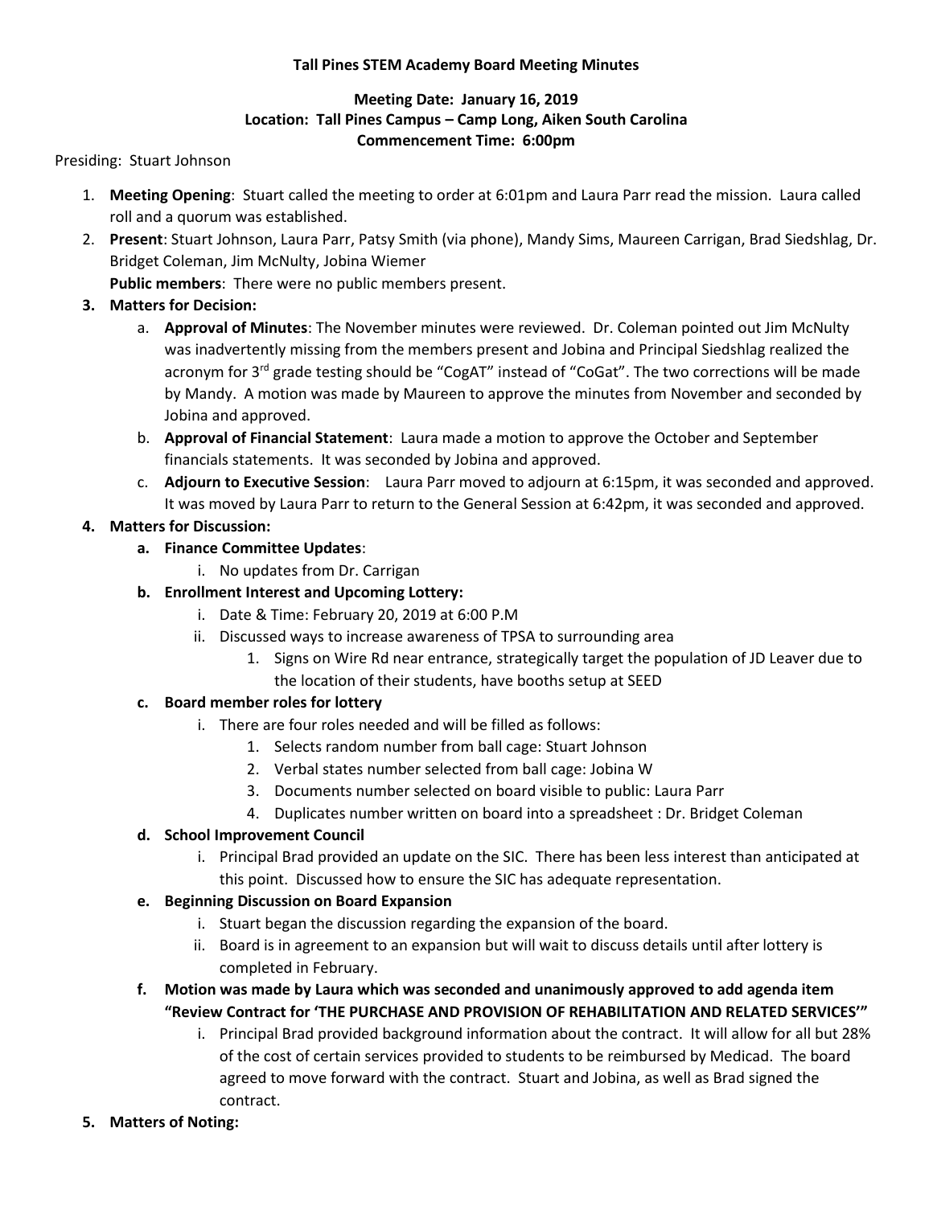**Tall Pines STEM Academy Board Meeting Minutes**

**Meeting Date: January 16, 2019**
**Location: Tall Pines Campus – Camp Long, Aiken South Carolina**
**Commencement Time: 6:00pm**

Presiding: Stuart Johnson

1. **Meeting Opening**: Stuart called the meeting to order at 6:01pm and Laura Parr read the mission. Laura called roll and a quorum was established.
2. **Present**: Stuart Johnson, Laura Parr, Patsy Smith (via phone), Mandy Sims, Maureen Carrigan, Brad Siedshlag, Dr. Bridget Coleman, Jim McNulty, Jobina Wiemer

   **Public members**: There were no public members present.
3. **Matters for Decision:**
   a. **Approval of Minutes**: The November minutes were reviewed. Dr. Coleman pointed out Jim McNulty was inadvertently missing from the members present and Jobina and Principal Siedshlag realized the acronym for 3rd grade testing should be "CogAT" instead of "CoGat". The two corrections will be made by Mandy. A motion was made by Maureen to approve the minutes from November and seconded by Jobina and approved.
   b. **Approval of Financial Statement**: Laura made a motion to approve the October and September financials statements. It was seconded by Jobina and approved.
   c. **Adjourn to Executive Session**: Laura Parr moved to adjourn at 6:15pm, it was seconded and approved. It was moved by Laura Parr to return to the General Session at 6:42pm, it was seconded and approved.
4. **Matters for Discussion:**
   a. **Finance Committee Updates**:
      i. No updates from Dr. Carrigan
   b. **Enrollment Interest and Upcoming Lottery:**
      i. Date & Time: February 20, 2019 at 6:00 P.M
      ii. Discussed ways to increase awareness of TPSA to surrounding area
         1. Signs on Wire Rd near entrance, strategically target the population of JD Leaver due to the location of their students, have booths setup at SEED
   c. **Board member roles for lottery**
      i. There are four roles needed and will be filled as follows:
         1. Selects random number from ball cage: Stuart Johnson
         2. Verbal states number selected from ball cage: Jobina W
         3. Documents number selected on board visible to public: Laura Parr
         4. Duplicates number written on board into a spreadsheet : Dr. Bridget Coleman
   d. **School Improvement Council**
      i. Principal Brad provided an update on the SIC. There has been less interest than anticipated at this point. Discussed how to ensure the SIC has adequate representation.
   e. **Beginning Discussion on Board Expansion**
      i. Stuart began the discussion regarding the expansion of the board.
      ii. Board is in agreement to an expansion but will wait to discuss details until after lottery is completed in February.
   f. **Motion was made by Laura which was seconded and unanimously approved to add agenda item "Review Contract for 'THE PURCHASE AND PROVISION OF REHABILITATION AND RELATED SERVICES'"**
      i. Principal Brad provided background information about the contract. It will allow for all but 28% of the cost of certain services provided to students to be reimbursed by Medicad. The board agreed to move forward with the contract. Stuart and Jobina, as well as Brad signed the contract.
5. **Matters of Noting:**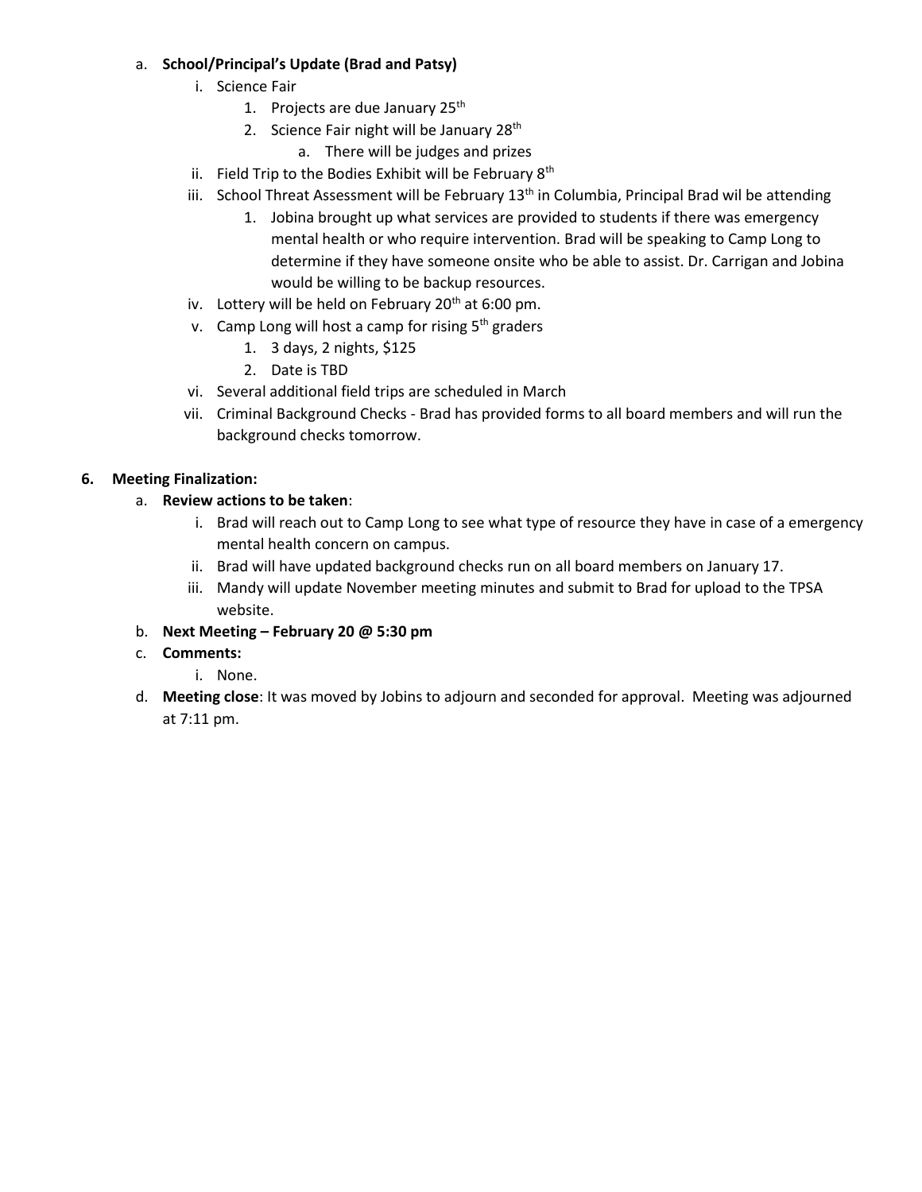a. **School/Principal's Update (Brad and Patsy)**
   i. Science Fair
      1. Projects are due January 25th
      2. Science Fair night will be January 28th
         a. There will be judges and prizes
   ii. Field Trip to the Bodies Exhibit will be February 8th
   iii. School Threat Assessment will be February 13th in Columbia, Principal Brad wil be attending
      1. Jobina brought up what services are provided to students if there was emergency mental health or who require intervention. Brad will be speaking to Camp Long to determine if they have someone onsite who be able to assist. Dr. Carrigan and Jobina would be willing to be backup resources.
   iv. Lottery will be held on February 20th at 6:00 pm.
   v. Camp Long will host a camp for rising 5th graders
      1. 3 days, 2 nights, $125
      2. Date is TBD
   vi. Several additional field trips are scheduled in March
   vii. Criminal Background Checks - Brad has provided forms to all board members and will run the background checks tomorrow.

**6. Meeting Finalization:**

a. **Review actions to be taken**:
   i. Brad will reach out to Camp Long to see what type of resource they have in case of a emergency mental health concern on campus.
   ii. Brad will have updated background checks run on all board members on January 17.
   iii. Mandy will update November meeting minutes and submit to Brad for upload to the TPSA website.

b. **Next Meeting – February 20 @ 5:30 pm**

c. **Comments:**
   i. None.

d. **Meeting close**: It was moved by Jobins to adjourn and seconded for approval. Meeting was adjourned at 7:11 pm.